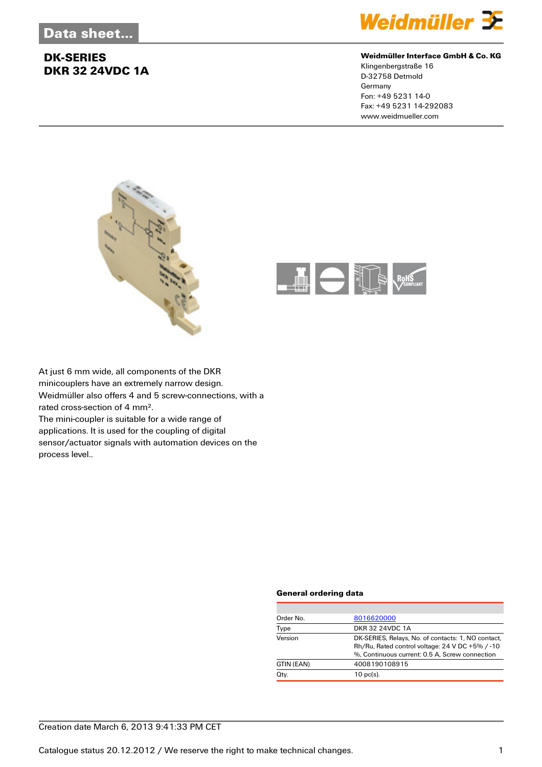# Data sheet...

## DK-SERIES
## DKR 32 24VDC 1A

**Weidmüller Interface GmbH & Co. KG**
Klingenbergstraße 16
D-32758 Detmold
Germany
Fon: +49 5231 14-0
Fax: +49 5231 14-292083
www.weidmueller.com

At just 6 mm wide, all components of the DKR minicouplers have an extremely narrow design. Weidmüller also offers 4 and 5 screw-connections, with a rated cross-section of 4 mm².
The mini-coupler is suitable for a wide range of applications. It is used for the coupling of digital sensor/actuator signals with automation devices on the process level..

### General ordering data

| | |
|---|---|
| Order No. | 8016620000 |
| Type | DKR 32 24VDC 1A |
| Version | DK-SERIES, Relays, No. of contacts: 1, NO contact, Rh/Ru, Rated control voltage: 24 V DC +5% / -10 %, Continuous current: 0.5 A, Screw connection |
| GTIN (EAN) | 4008190108915 |
| Qty. | 10 pc(s). |

Creation date March 6, 2013 9:41:33 PM CET

Catalogue status 20.12.2012 / We reserve the right to make technical changes.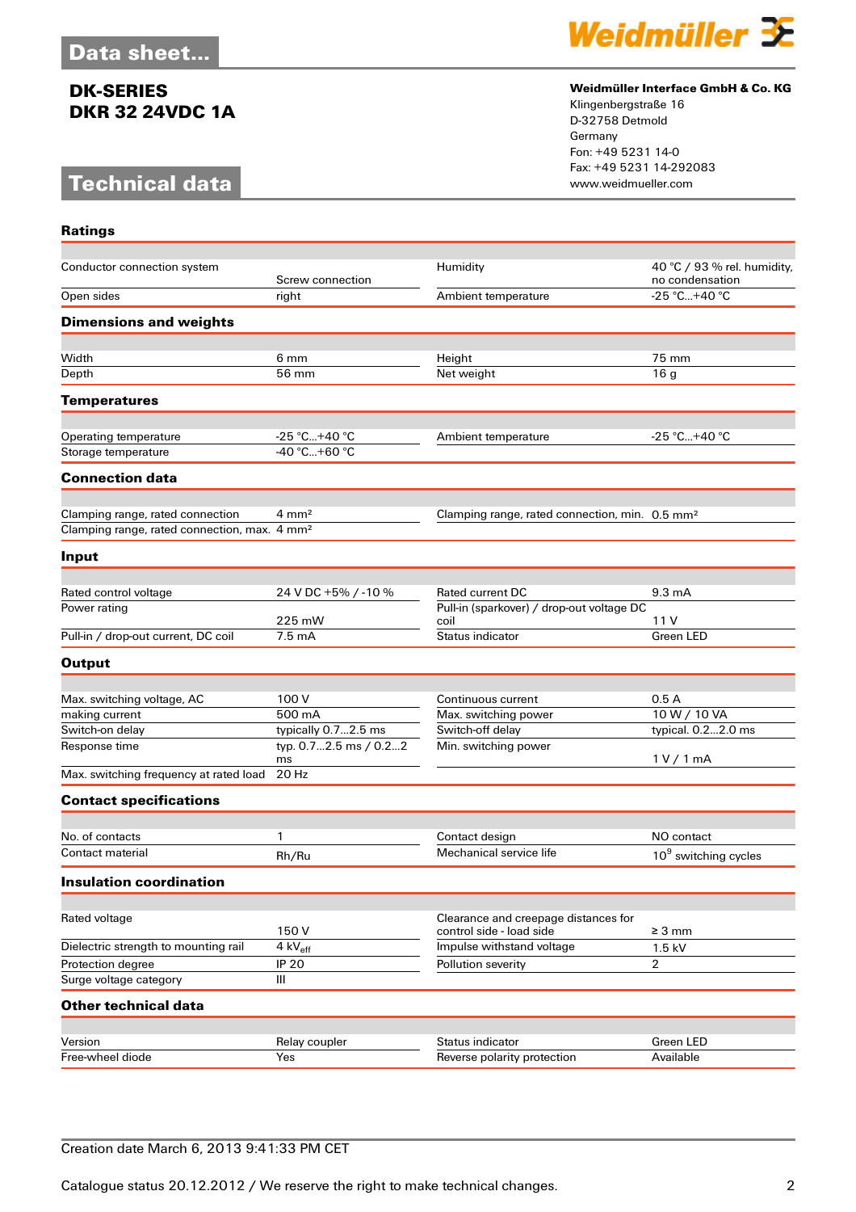# Data sheet...

## DK-SERIES
## DKR 32 24VDC 1A

**Weidmüller Interface GmbH & Co. KG**
Klingenbergstraße 16
D-32758 Detmold
Germany
Fon: +49 5231 14-0
Fax: +49 5231 14-292083
www.weidmueller.com

# Technical data

### Ratings

| | | | |
|---|---|---|---|
| Conductor connection system | Screw connection | Humidity | 40 °C / 93 % rel. humidity, no condensation |
| Open sides | right | Ambient temperature | -25 °C...+40 °C |

### Dimensions and weights

| | | | |
|---|---|---|---|
| Width | 6 mm | Height | 75 mm |
| Depth | 56 mm | Net weight | 16 g |

### Temperatures

| | | | |
|---|---|---|---|
| Operating temperature | -25 °C...+40 °C | Ambient temperature | -25 °C...+40 °C |
| Storage temperature | -40 °C...+60 °C | | |

### Connection data

| | | | |
|---|---|---|---|
| Clamping range, rated connection | 4 mm² | Clamping range, rated connection, min. | 0.5 mm² |
| Clamping range, rated connection, max. | 4 mm² | | |

### Input

| | | | |
|---|---|---|---|
| Rated control voltage | 24 V DC +5% / -10 % | Rated current DC | 9.3 mA |
| Power rating | 225 mW | Pull-in (sparkover) / drop-out voltage DC coil | 11 V |
| Pull-in / drop-out current, DC coil | 7.5 mA | Status indicator | Green LED |

### Output

| | | | |
|---|---|---|---|
| Max. switching voltage, AC | 100 V | Continuous current | 0.5 A |
| making current | 500 mA | Max. switching power | 10 W / 10 VA |
| Switch-on delay | typically 0.7...2.5 ms | Switch-off delay | typical. 0.2...2.0 ms |
| Response time | typ. 0.7...2.5 ms / 0.2...2 ms | Min. switching power | 1 V / 1 mA |
| Max. switching frequency at rated load | 20 Hz | | |

### Contact specifications

| | | | |
|---|---|---|---|
| No. of contacts | 1 | Contact design | NO contact |
| Contact material | Rh/Ru | Mechanical service life | $10^9$ switching cycles |

### Insulation coordination

| | | | |
|---|---|---|---|
| Rated voltage | 150 V | Clearance and creepage distances for control side - load side | ≥ 3 mm |
| Dielectric strength to mounting rail | 4 $kV_{eff}$ | Impulse withstand voltage | 1.5 kV |
| Protection degree | IP 20 | Pollution severity | 2 |
| Surge voltage category | III | | |

### Other technical data

| | | | |
|---|---|---|---|
| Version | Relay coupler | Status indicator | Green LED |
| Free-wheel diode | Yes | Reverse polarity protection | Available |

Creation date March 6, 2013 9:41:33 PM CET

Catalogue status 20.12.2012 / We reserve the right to make technical changes.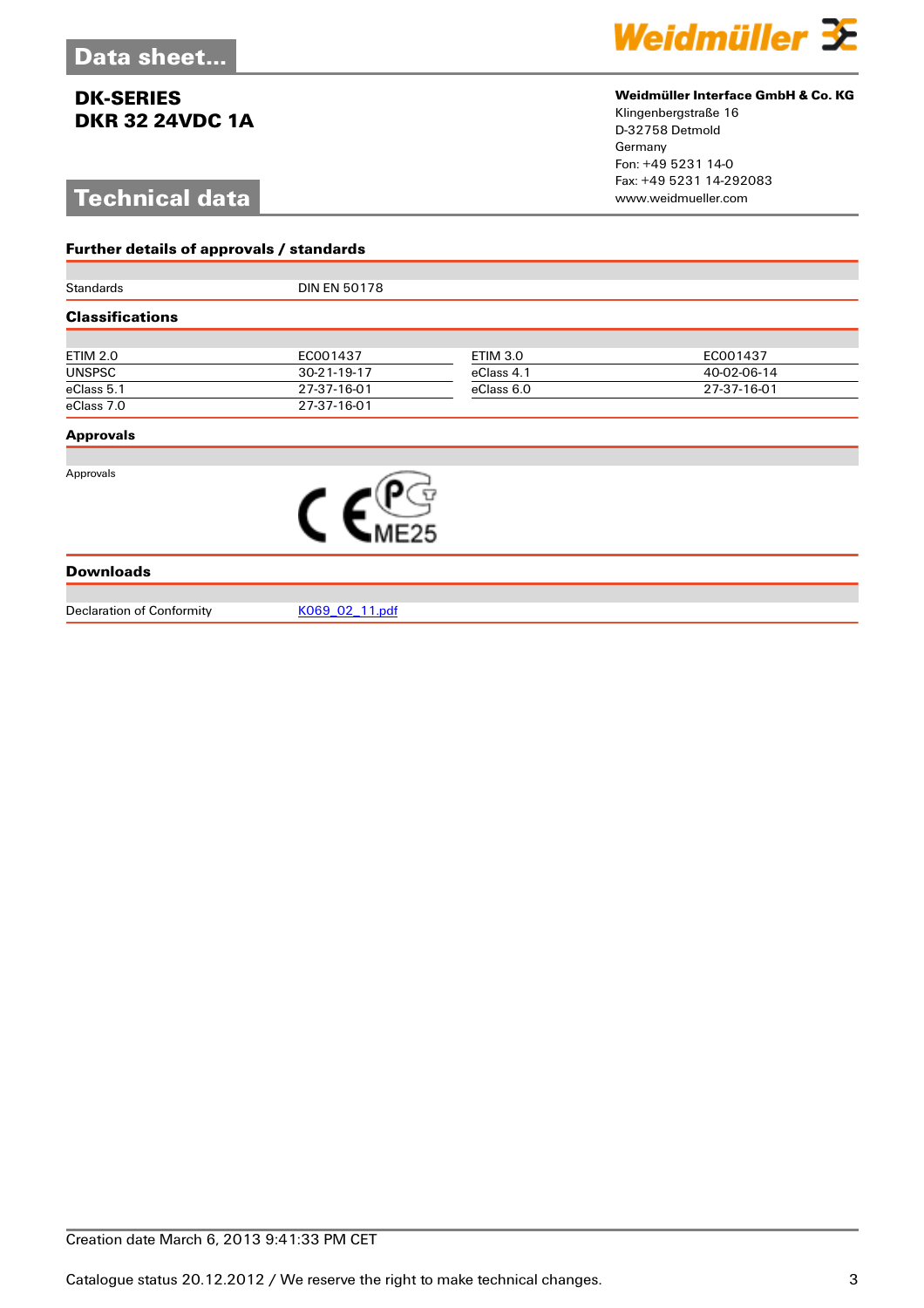# Data sheet...

## DK-SERIES
## DKR 32 24VDC 1A

**Weidmüller Interface GmbH & Co. KG**
Klingenbergstraße 16
D-32758 Detmold
Germany
Fon: +49 5231 14-0
Fax: +49 5231 14-292083
www.weidmueller.com

# Technical data

### Further details of approvals / standards

| | |
|---|---|
| Standards | DIN EN 50178 |

### Classifications

| | | | |
|---|---|---|---|
| ETIM 2.0 | EC001437 | ETIM 3.0 | EC001437 |
| UNSPSC | 30-21-19-17 | eClass 4.1 | 40-02-06-14 |
| eClass 5.1 | 27-37-16-01 | eClass 6.0 | 27-37-16-01 |
| eClass 7.0 | 27-37-16-01 | | |

### Approvals

| | |
|---|---|
| Approvals | CE, PCT ME25 |

### Downloads

| | |
|---|---|
| Declaration of Conformity | K069_02_11.pdf |

Creation date March 6, 2013 9:41:33 PM CET

Catalogue status 20.12.2012 / We reserve the right to make technical changes.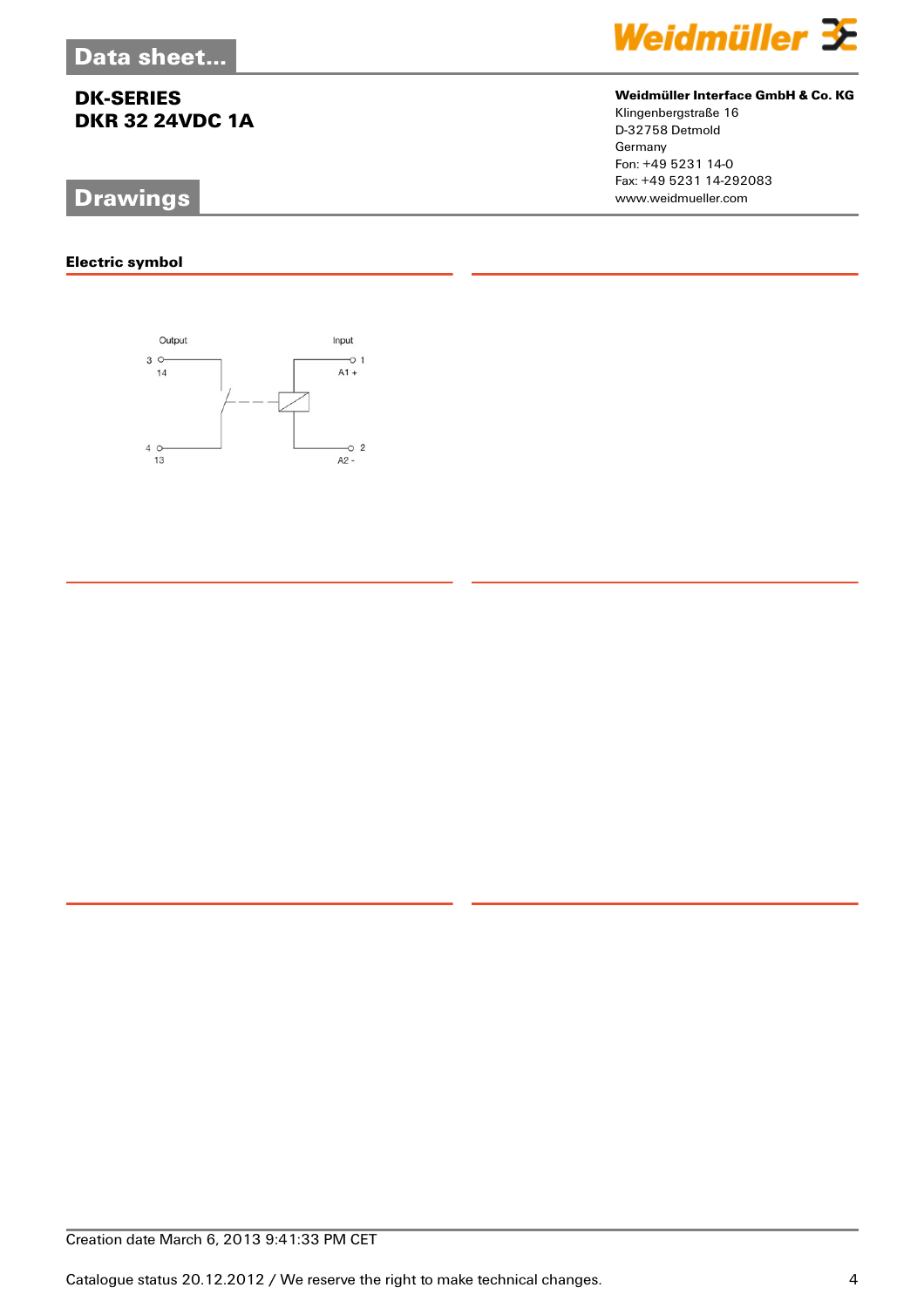## Data sheet...

**DK-SERIES**
**DKR 32 24VDC 1A**

**Weidmüller Interface GmbH & Co. KG**
Klingenbergstraße 16
D-32758 Detmold
Germany
Fon: +49 5231 14-0
Fax: +49 5231 14-292083
www.weidmueller.com

## Drawings

### Electric symbol

Output
3
14
4
13

Input
1
A1 +
2
A2 -

Creation date March 6, 2013 9:41:33 PM CET

Catalogue status 20.12.2012 / We reserve the right to make technical changes.